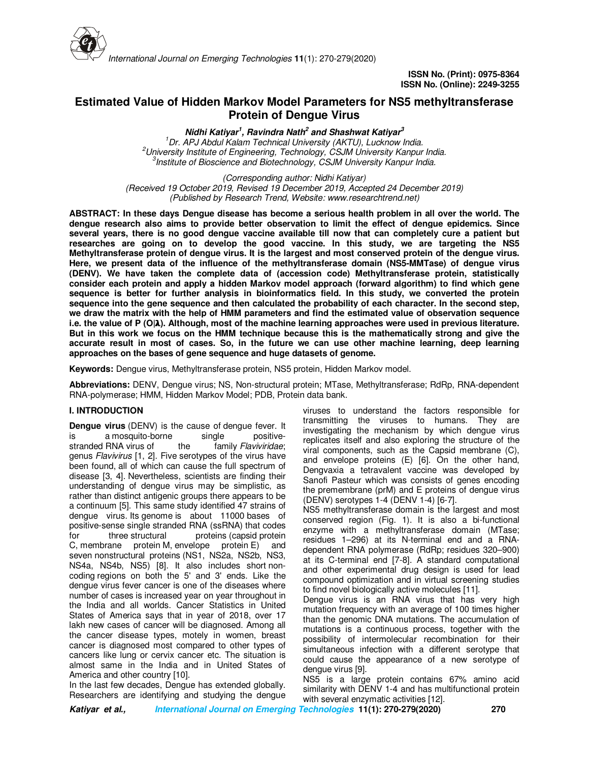ISSN No. (Print): 0975-8364
ISSN No. (Online): 2249-3255

# Estimated Value of Hidden Markov Model Parameters for NS5 methyltransferase Protein of Dengue Virus

***Nidhi Katiyar[1], Ravindra Nath[2] and Shashwat Katiyar[3]***

*[1]Dr. APJ Abdul Kalam Technical University (AKTU), Lucknow India.*
*[2]University Institute of Engineering, Technology, CSJM University Kanpur India.*
*[3]Institute of Bioscience and Biotechnology, CSJM University Kanpur India.*

*(Corresponding author: Nidhi Katiyar)*
*(Received 19 October 2019, Revised 19 December 2019, Accepted 24 December 2019)*
*(Published by Research Trend, Website: www.researchtrend.net)*

**ABSTRACT: In these days Dengue disease has become a serious health problem in all over the world. The dengue research also aims to provide better observation to limit the effect of dengue epidemics. Since several years, there is no good dengue vaccine available till now that can completely cure a patient but researches are going on to develop the good vaccine. In this study, we are targeting the NS5 Methyltransferase protein of dengue virus. It is the largest and most conserved protein of the dengue virus. Here, we present data of the influence of the methyltransferase domain (NS5-MMTase) of dengue virus (DENV). We have taken the complete data of (accession code) Methyltransferase protein, statistically consider each protein and apply a hidden Markov model approach (forward algorithm) to find which gene sequence is better for further analysis in bioinformatics field. In this study, we converted the protein sequence into the gene sequence and then calculated the probability of each character. In the second step, we draw the matrix with the help of HMM parameters and find the estimated value of observation sequence i.e. the value of P (O|λ). Although, most of the machine learning approaches were used in previous literature. But in this work we focus on the HMM technique because this is the mathematically strong and give the accurate result in most of cases. So, in the future we can use other machine learning, deep learning approaches on the bases of gene sequence and huge datasets of genome.**

**Keywords:** Dengue virus, Methyltransferase protein, NS5 protein, Hidden Markov model.

**Abbreviations:** DENV, Dengue virus; NS, Non-structural protein; MTase, Methyltransferase; RdRp, RNA-dependent RNA-polymerase; HMM, Hidden Markov Model; PDB, Protein data bank.

## I. INTRODUCTION

**Dengue virus** (DENV) is the cause of dengue fever. It is a mosquito-borne single positive-stranded RNA virus of the family *Flaviviridae*; genus *Flavivirus* [1, 2]. Five serotypes of the virus have been found, all of which can cause the full spectrum of disease [3, 4]. Nevertheless, scientists are finding their understanding of dengue virus may be simplistic, as rather than distinct antigenic groups there appears to be a continuum [5]. This same study identified 47 strains of dengue virus. Its genome is about 11000 bases of positive-sense single stranded RNA (ssRNA) that codes for three structural proteins (capsid protein C, membrane protein M, envelope protein E) and seven nonstructural proteins (NS1, NS2a, NS2b, NS3, NS4a, NS4b, NS5) [8]. It also includes short non-coding regions on both the 5' and 3' ends. Like the dengue virus fever cancer is one of the diseases where number of cases is increased year on year throughout in the India and all worlds. Cancer Statistics in United States of America says that in year of 2018, over 17 lakh new cases of cancer will be diagnosed. Among all the cancer disease types, motely in women, breast cancer is diagnosed most compared to other types of cancers like lung or cervix cancer etc. The situation is almost same in the India and in United States of America and other country [10].

In the last few decades, Dengue has extended globally. Researchers are identifying and studying the dengue viruses to understand the factors responsible for transmitting the viruses to humans. They are investigating the mechanism by which dengue virus replicates itself and also exploring the structure of the viral components, such as the Capsid membrane (C), and envelope proteins (E) [6]. On the other hand, Dengvaxia a tetravalent vaccine was developed by Sanofi Pasteur which was consists of genes encoding the premembrane (prM) and E proteins of dengue virus (DENV) serotypes 1-4 (DENV 1-4) [6-7].

NS5 methyltransferase domain is the largest and most conserved region (Fig. 1). It is also a bi-functional enzyme with a methyltransferase domain (MTase; residues 1–296) at its N-terminal end and a RNA-dependent RNA polymerase (RdRp; residues 320–900) at its C-terminal end [7-8]. A standard computational and other experimental drug design is used for lead compound optimization and in virtual screening studies to find novel biologically active molecules [11].

Dengue virus is an RNA virus that has very high mutation frequency with an average of 100 times higher than the genomic DNA mutations. The accumulation of mutations is a continuous process, together with the possibility of intermolecular recombination for their simultaneous infection with a different serotype that could cause the appearance of a new serotype of dengue virus [9].

NS5 is a large protein contains 67% amino acid similarity with DENV 1-4 and has multifunctional protein with several enzymatic activities [12].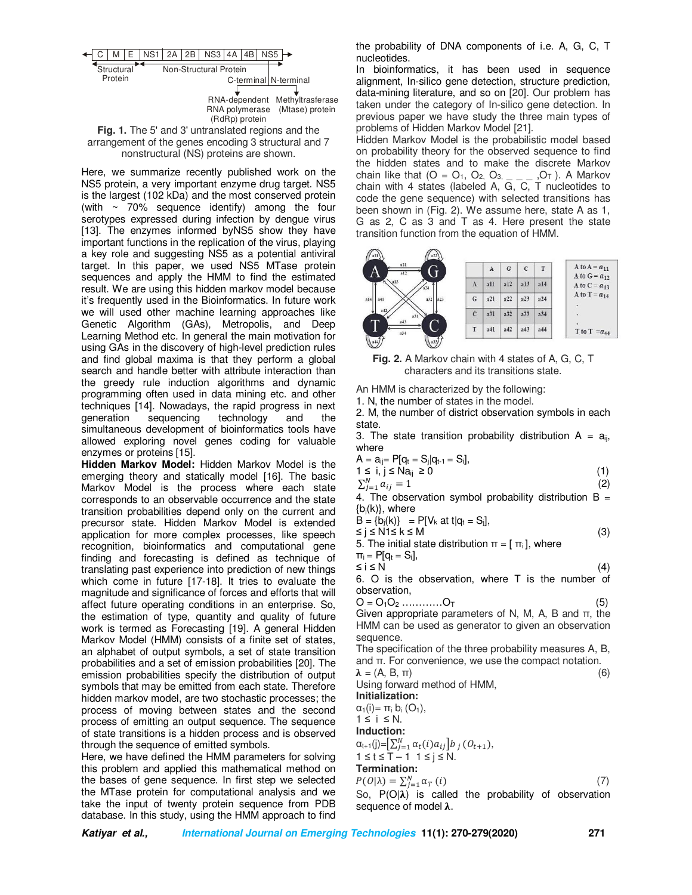Fig. 1. The 5' and 3' untranslated regions and the arrangement of the genes encoding 3 structural and 7 nonstructural (NS) proteins are shown.

Here, we summarize recently published work on the NS5 protein, a very important enzyme drug target. NS5 is the largest (102 kDa) and the most conserved protein (with ~ 70% sequence identify) among the four serotypes expressed during infection by dengue virus [13]. The enzymes informed byNS5 show they have important functions in the replication of the virus, playing a key role and suggesting NS5 as a potential antiviral target. In this paper, we used NS5 MTase protein sequences and apply the HMM to find the estimated result. We are using this hidden markov model because it's frequently used in the Bioinformatics. In future work we will used other machine learning approaches like Genetic Algorithm (GAs), Metropolis, and Deep Learning Method etc. In general the main motivation for using GAs in the discovery of high-level prediction rules and find global maxima is that they perform a global search and handle better with attribute interaction than the greedy rule induction algorithms and dynamic programming often used in data mining etc. and other techniques [14]. Nowadays, the rapid progress in next generation sequencing technology and the simultaneous development of bioinformatics tools have allowed exploring novel genes coding for valuable enzymes or proteins [15].

**Hidden Markov Model:** Hidden Markov Model is the emerging theory and statically model [16]. The basic Markov Model is the process where each state corresponds to an observable occurrence and the state transition probabilities depend only on the current and precursor state. Hidden Markov Model is extended application for more complex processes, like speech recognition, bioinformatics and computational gene finding and forecasting is defined as technique of translating past experience into prediction of new things which come in future [17-18]. It tries to evaluate the magnitude and significance of forces and efforts that will affect future operating conditions in an enterprise. So, the estimation of type, quantity and quality of future work is termed as Forecasting [19]. A general Hidden Markov Model (HMM) consists of a finite set of states, an alphabet of output symbols, a set of state transition probabilities and a set of emission probabilities [20]. The emission probabilities specify the distribution of output symbols that may be emitted from each state. Therefore hidden markov model, are two stochastic processes; the process of moving between states and the second process of emitting an output sequence. The sequence of state transitions is a hidden process and is observed through the sequence of emitted symbols.

Here, we have defined the HMM parameters for solving this problem and applied this mathematical method on the bases of gene sequence. In first step we selected the MTase protein for computational analysis and we take the input of twenty protein sequence from PDB database. In this study, using the HMM approach to find the probability of DNA components of i.e. A, G, C, T nucleotides.

In bioinformatics, it has been used in sequence alignment, In-silico gene detection, structure prediction, data-mining literature, and so on [20]. Our problem has taken under the category of In-silico gene detection. In previous paper we have study the three main types of problems of Hidden Markov Model [21].

Hidden Markov Model is the probabilistic model based on probability theory for the observed sequence to find the hidden states and to make the discrete Markov chain like that ($O = O_1, O_2, O_3, \_ \_ \_, O_T$ ). A Markov chain with 4 states (labeled A, G, C, T nucleotides to code the gene sequence) with selected transitions has been shown in (Fig. 2). We assume here, state A as 1, G as 2, C as 3 and T as 4. Here present the state transition function from the equation of HMM.

| | A | G | C | T |
|---|---|---|---|---|
| A | a11 | a12 | a13 | a14 |
| G | a21 | a22 | a23 | a24 |
| C | a31 | a32 | a33 | a34 |
| T | a41 | a42 | a43 | a44 |

A to A = $a_{11}$
A to G = $a_{12}$
A to C = $a_{13}$
A to T = $a_{14}$
.
.
.
T to T = $a_{44}$

**Fig. 2.** A Markov chain with 4 states of A, G, C, T characters and its transitions state.

An HMM is characterized by the following:

1. N, the number of states in the model.
2. M, the number of district observation symbols in each state.
3. The state transition probability distribution $A = a_{ij}$, where

$A = a_{ij} = P[q_t = S_j | q_{t-1} = S_i]$,

$1 \leq i, j \leq N a_{ij} \geq 0$ (1)

$\sum_{j=1}^{N} a_{ij} = 1$ (2)

4. The observation symbol probability distribution $B = \{b_j(k)\}$, where

$B = \{b_j(k)\} = P[V_k \text{ at } t | q_t = S_j]$,

$\leq j \leq N 1 \leq k \leq M$ (3)

5. The initial state distribution $\pi = [\pi_i]$, where

$\pi_i = P[q_t = S_i]$,

$\leq i \leq N$ (4)

6. O is the observation, where T is the number of observation,

$O = O_1 O_2 \ldots\ldots\ldots\ldots O_T$ (5)

Given appropriate parameters of N, M, A, B and π, the HMM can be used as generator to given an observation sequence.

The specification of the three probability measures A, B, and π. For convenience, we use the compact notation.

$\lambda = (A, B, \pi)$ (6)

Using forward method of HMM,

**Initialization:**

$\alpha_1(i) = \pi_i \, b_i(O_1)$,

$1 \leq i \leq N$.

**Induction:**

$\alpha_{t+1}(j) = \left[\sum_{j=1}^{N} \alpha_t(i) a_{ij}\right] b_j(O_{t+1})$,

$1 \leq t \leq T-1 \quad 1 \leq j \leq N$.

**Termination:**

$P(O|\lambda) = \sum_{j=1}^{N} \alpha_T(i)$ (7)

So, $P(O|\lambda)$ is called the probability of observation sequence of model **λ**.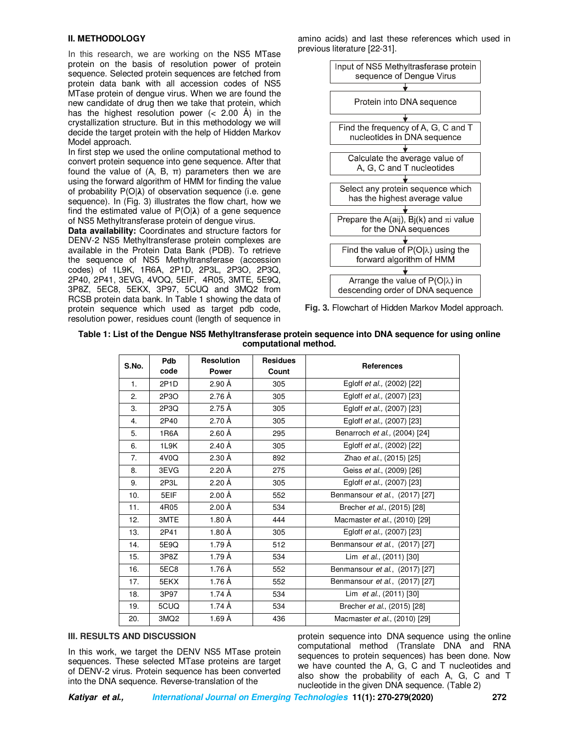## II. METHODOLOGY

In this research, we are working on the NS5 MTase protein on the basis of resolution power of protein sequence. Selected protein sequences are fetched from protein data bank with all accession codes of NS5 MTase protein of dengue virus. When we are found the new candidate of drug then we take that protein, which has the highest resolution power (< 2.00 Å) in the crystallization structure. But in this methodology we will decide the target protein with the help of Hidden Markov Model approach.

In first step we used the online computational method to convert protein sequence into gene sequence. After that found the value of (A, B, π) parameters then we are using the forward algorithm of HMM for finding the value of probability P(O|**λ**) of observation sequence (i.e. gene sequence). In (Fig. 3) illustrates the flow chart, how we find the estimated value of P(O|**λ**) of a gene sequence of NS5 Methyltransferase protein of dengue virus.

**Data availability:** Coordinates and structure factors for DENV-2 NS5 Methyltransferase protein complexes are available in the Protein Data Bank (PDB). To retrieve the sequence of NS5 Methyltransferase (accession codes) of 1L9K, 1R6A, 2P1D, 2P3L, 2P3O, 2P3Q, 2P40, 2P41, 3EVG, 4VOQ, 5EIF, 4R05, 3MTE, 5E9Q, 3P8Z, 5EC8, 5EKX, 3P97, 5CUQ and 3MQ2 from RCSB protein data bank. In Table 1 showing the data of protein sequence which used as target pdb code, resolution power, residues count (length of sequence in amino acids) and last these references which used in previous literature [22-31].

Input of NS5 Methyltrasferase protein sequence of Dengue Virus
↓
Protein into DNA sequence
↓
Find the frequency of A, G, C and T nucleotides in DNA sequence
↓
Calculate the average value of A, G, C and T nucleotides
↓
Select any protein sequence which has the highest average value
↓
Prepare the A(aij), Bj(k) and πi value for the DNA sequences
↓
Find the value of P(O|λ) using the forward algorithm of HMM
↓
Arrange the value of P(O|λ) in descending order of DNA sequence

**Fig. 3.** Flowchart of Hidden Markov Model approach.

**Table 1: List of the Dengue NS5 Methyltransferase protein sequence into DNA sequence for using online computational method.**

| S.No. | Pdb code | Resolution Power | Residues Count | References |
|---|---|---|---|---|
| 1. | 2P1D | 2.90 Å | 305 | Egloff *et al.,* (2002) [22] |
| 2. | 2P3O | 2.76 Å | 305 | Egloff *et al.,* (2007) [23] |
| 3. | 2P3Q | 2.75 Å | 305 | Egloff *et al.,* (2007) [23] |
| 4. | 2P40 | 2.70 Å | 305 | Egloff *et al.,* (2007) [23] |
| 5. | 1R6A | 2.60 Å | 295 | Benarroch *et al.,* (2004) [24] |
| 6. | 1L9K | 2.40 Å | 305 | Egloff *et al.,* (2002) [22] |
| 7. | 4V0Q | 2.30 Å | 892 | Zhao *et al.,* (2015) [25] |
| 8. | 3EVG | 2.20 Å | 275 | Geiss *et al.,* (2009) [26] |
| 9. | 2P3L | 2.20 Å | 305 | Egloff *et al.,* (2007) [23] |
| 10. | 5EIF | 2.00 Å | 552 | Benmansour *et al.,* (2017) [27] |
| 11. | 4R05 | 2.00 Å | 534 | Brecher *et al.,* (2015) [28] |
| 12. | 3MTE | 1.80 Å | 444 | Macmaster *et al.,* (2010) [29] |
| 13. | 2P41 | 1.80 Å | 305 | Egloff *et al.,* (2007) [23] |
| 14. | 5E9Q | 1.79 Å | 512 | Benmansour *et al.,* (2017) [27] |
| 15. | 3P8Z | 1.79 Å | 534 | Lim *et al.,* (2011) [30] |
| 16. | 5EC8 | 1.76 Å | 552 | Benmansour *et al.,* (2017) [27] |
| 17. | 5EKX | 1.76 Å | 552 | Benmansour *et al.,* (2017) [27] |
| 18. | 3P97 | 1.74 Å | 534 | Lim *et al.,* (2011) [30] |
| 19. | 5CUQ | 1.74 Å | 534 | Brecher *et al.,* (2015) [28] |
| 20. | 3MQ2 | 1.69 Å | 436 | Macmaster *et al.,* (2010) [29] |

## III. RESULTS AND DISCUSSION

In this work, we target the DENV NS5 MTase protein sequences. These selected MTase proteins are target of DENV-2 virus. Protein sequence has been converted into the DNA sequence. Reverse-translation of the protein sequence into DNA sequence using the online computational method (Translate DNA and RNA sequences to protein sequences) has been done. Now we have counted the A, G, C and T nucleotides and also show the probability of each A, G, C and T nucleotide in the given DNA sequence. (Table 2)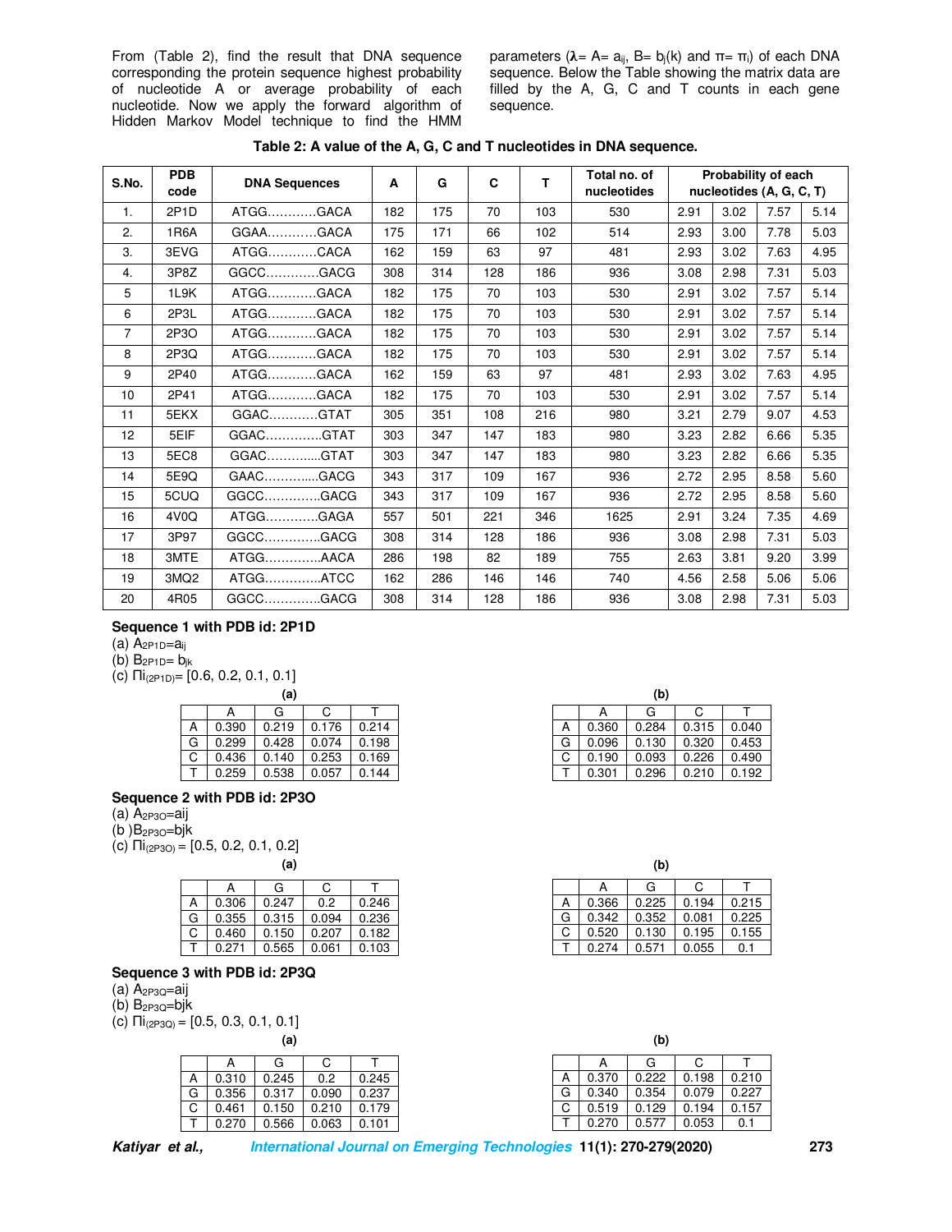From (Table 2), find the result that DNA sequence corresponding the protein sequence highest probability of nucleotide A or average probability of each nucleotide. Now we apply the forward algorithm of Hidden Markov Model technique to find the HMM parameters ($\lambda$= A= $a_{ij}$, B= $b_j(k)$ and $\pi$= $\pi_i$) of each DNA sequence. Below the Table showing the matrix data are filled by the A, G, C and T counts in each gene sequence.

**Table 2: A value of the A, G, C and T nucleotides in DNA sequence.**

| S.No. | PDB code | DNA Sequences | A | G | C | T | Total no. of nucleotides | Probability of each nucleotides (A, G, C, T) | | | |
|---|---|---|---|---|---|---|---|---|---|---|---|
| 1. | 2P1D | ATGG…………GACA | 182 | 175 | 70 | 103 | 530 | 2.91 | 3.02 | 7.57 | 5.14 |
| 2. | 1R6A | GGAA…………GACA | 175 | 171 | 66 | 102 | 514 | 2.93 | 3.00 | 7.78 | 5.03 |
| 3. | 3EVG | ATGG…………CACA | 162 | 159 | 63 | 97 | 481 | 2.93 | 3.02 | 7.63 | 4.95 |
| 4. | 3P8Z | GGCC…………GACG | 308 | 314 | 128 | 186 | 936 | 3.08 | 2.98 | 7.31 | 5.03 |
| 5 | 1L9K | ATGG…………GACA | 182 | 175 | 70 | 103 | 530 | 2.91 | 3.02 | 7.57 | 5.14 |
| 6 | 2P3L | ATGG…………GACA | 182 | 175 | 70 | 103 | 530 | 2.91 | 3.02 | 7.57 | 5.14 |
| 7 | 2P3O | ATGG…………GACA | 182 | 175 | 70 | 103 | 530 | 2.91 | 3.02 | 7.57 | 5.14 |
| 8 | 2P3Q | ATGG…………GACA | 182 | 175 | 70 | 103 | 530 | 2.91 | 3.02 | 7.57 | 5.14 |
| 9 | 2P40 | ATGG…………GACA | 162 | 159 | 63 | 97 | 481 | 2.93 | 3.02 | 7.63 | 4.95 |
| 10 | 2P41 | ATGG…………GACA | 182 | 175 | 70 | 103 | 530 | 2.91 | 3.02 | 7.57 | 5.14 |
| 11 | 5EKX | GGAC…………GTAT | 305 | 351 | 108 | 216 | 980 | 3.21 | 2.79 | 9.07 | 4.53 |
| 12 | 5EIF | GGAC…………..GTAT | 303 | 347 | 147 | 183 | 980 | 3.23 | 2.82 | 6.66 | 5.35 |
| 13 | 5EC8 | GGAC…………..GTAT | 303 | 347 | 147 | 183 | 980 | 3.23 | 2.82 | 6.66 | 5.35 |
| 14 | 5E9Q | GAAC…………..GACG | 343 | 317 | 109 | 167 | 936 | 2.72 | 2.95 | 8.58 | 5.60 |
| 15 | 5CUQ | GGCC…………..GACG | 343 | 317 | 109 | 167 | 936 | 2.72 | 2.95 | 8.58 | 5.60 |
| 16 | 4V0Q | ATGG…………GAGA | 557 | 501 | 221 | 346 | 1625 | 2.91 | 3.24 | 7.35 | 4.69 |
| 17 | 3P97 | GGCC…………..GACG | 308 | 314 | 128 | 186 | 936 | 3.08 | 2.98 | 7.31 | 5.03 |
| 18 | 3MTE | ATGG…………..AACA | 286 | 198 | 82 | 189 | 755 | 2.63 | 3.81 | 9.20 | 3.99 |
| 19 | 3MQ2 | ATGG…………..ATCC | 162 | 286 | 146 | 146 | 740 | 4.56 | 2.58 | 5.06 | 5.06 |
| 20 | 4R05 | GGCC…………..GACG | 308 | 314 | 128 | 186 | 936 | 3.08 | 2.98 | 7.31 | 5.03 |

**Sequence 1 with PDB id: 2P1D**

(a) $A_{2P1D}=a_{ij}$
(b) $B_{2P1D}= b_{jk}$
(c) $\Pi_{i(2P1D)}$= [0.6, 0.2, 0.1, 0.1]

(a)

| | A | G | C | T |
|---|---|---|---|---|
| A | 0.390 | 0.219 | 0.176 | 0.214 |
| G | 0.299 | 0.428 | 0.074 | 0.198 |
| C | 0.436 | 0.140 | 0.253 | 0.169 |
| T | 0.259 | 0.538 | 0.057 | 0.144 |

(b)

| | A | G | C | T |
|---|---|---|---|---|
| A | 0.360 | 0.284 | 0.315 | 0.040 |
| G | 0.096 | 0.130 | 0.320 | 0.453 |
| C | 0.190 | 0.093 | 0.226 | 0.490 |
| T | 0.301 | 0.296 | 0.210 | 0.192 |

**Sequence 2 with PDB id: 2P3O**

(a) $A_{2P3O}$=aij
(b )$B_{2P3O}$=bjk
(c) $\Pi_{i(2P3O)}$ = [0.5, 0.2, 0.1, 0.2]

(a)

| | A | G | C | T |
|---|---|---|---|---|
| A | 0.306 | 0.247 | 0.2 | 0.246 |
| G | 0.355 | 0.315 | 0.094 | 0.236 |
| C | 0.460 | 0.150 | 0.207 | 0.182 |
| T | 0.271 | 0.565 | 0.061 | 0.103 |

(b)

| | A | G | C | T |
|---|---|---|---|---|
| A | 0.366 | 0.225 | 0.194 | 0.215 |
| G | 0.342 | 0.352 | 0.081 | 0.225 |
| C | 0.520 | 0.130 | 0.195 | 0.155 |
| T | 0.274 | 0.571 | 0.055 | 0.1 |

**Sequence 3 with PDB id: 2P3Q**

(a) $A_{2P3Q}$=aij
(b) $B_{2P3Q}$=bjk
(c) $\Pi_{i(2P3Q)}$ = [0.5, 0.3, 0.1, 0.1]

(a)

| | A | G | C | T |
|---|---|---|---|---|
| A | 0.310 | 0.245 | 0.2 | 0.245 |
| G | 0.356 | 0.317 | 0.090 | 0.237 |
| C | 0.461 | 0.150 | 0.210 | 0.179 |
| T | 0.270 | 0.566 | 0.063 | 0.101 |

(b)

| | A | G | C | T |
|---|---|---|---|---|
| A | 0.370 | 0.222 | 0.198 | 0.210 |
| G | 0.340 | 0.354 | 0.079 | 0.227 |
| C | 0.519 | 0.129 | 0.194 | 0.157 |
| T | 0.270 | 0.577 | 0.053 | 0.1 |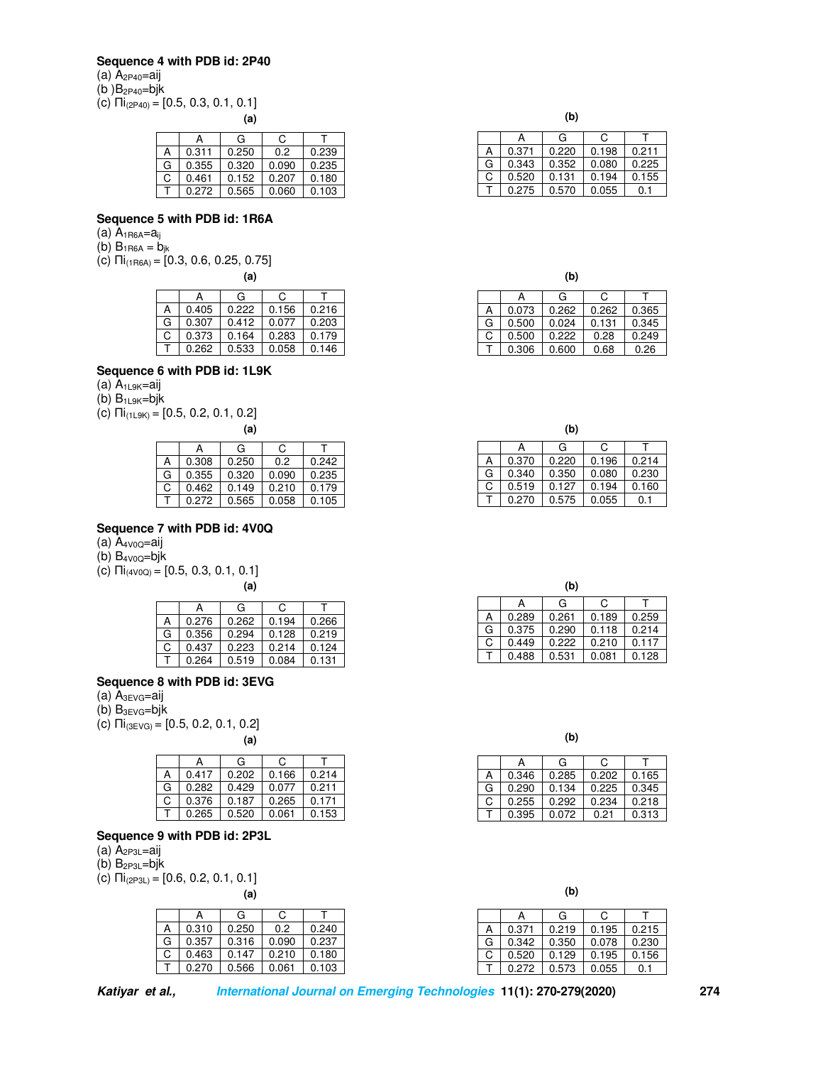**Sequence 4 with PDB id: 2P40**

(a) $A_{2P40}$=aij

(b )$B_{2P40}$=bjk

(c) $\Pi i_{(2P40)}$ = [0.5, 0.3, 0.1, 0.1]

**(a)**

| | A | G | C | T |
|---|---|---|---|---|
| A | 0.311 | 0.250 | 0.2 | 0.239 |
| G | 0.355 | 0.320 | 0.090 | 0.235 |
| C | 0.461 | 0.152 | 0.207 | 0.180 |
| T | 0.272 | 0.565 | 0.060 | 0.103 |

**(b)**

| | A | G | C | T |
|---|---|---|---|---|
| A | 0.371 | 0.220 | 0.198 | 0.211 |
| G | 0.343 | 0.352 | 0.080 | 0.225 |
| C | 0.520 | 0.131 | 0.194 | 0.155 |
| T | 0.275 | 0.570 | 0.055 | 0.1 |

**Sequence 5 with PDB id: 1R6A**

(a) $A_{1R6A}$=$a_{ij}$

(b) $B_{1R6A}$ = $b_{jk}$

(c) $\Pi i_{(1R6A)}$ = [0.3, 0.6, 0.25, 0.75]

**(a)**

| | A | G | C | T |
|---|---|---|---|---|
| A | 0.405 | 0.222 | 0.156 | 0.216 |
| G | 0.307 | 0.412 | 0.077 | 0.203 |
| C | 0.373 | 0.164 | 0.283 | 0.179 |
| T | 0.262 | 0.533 | 0.058 | 0.146 |

**(b)**

| | A | G | C | T |
|---|---|---|---|---|
| A | 0.073 | 0.262 | 0.262 | 0.365 |
| G | 0.500 | 0.024 | 0.131 | 0.345 |
| C | 0.500 | 0.222 | 0.28 | 0.249 |
| T | 0.306 | 0.600 | 0.68 | 0.26 |

**Sequence 6 with PDB id: 1L9K**

(a) $A_{1L9K}$=aij

(b) $B_{1L9K}$=bjk

(c) $\Pi i_{(1L9K)}$ = [0.5, 0.2, 0.1, 0.2]

**(a)**

| | A | G | C | T |
|---|---|---|---|---|
| A | 0.308 | 0.250 | 0.2 | 0.242 |
| G | 0.355 | 0.320 | 0.090 | 0.235 |
| C | 0.462 | 0.149 | 0.210 | 0.179 |
| T | 0.272 | 0.565 | 0.058 | 0.105 |

**(b)**

| | A | G | C | T |
|---|---|---|---|---|
| A | 0.370 | 0.220 | 0.196 | 0.214 |
| G | 0.340 | 0.350 | 0.080 | 0.230 |
| C | 0.519 | 0.127 | 0.194 | 0.160 |
| T | 0.270 | 0.575 | 0.055 | 0.1 |

**Sequence 7 with PDB id: 4V0Q**

(a) $A_{4V0Q}$=aij

(b) $B_{4V0Q}$=bjk

(c) $\Pi i_{(4V0Q)}$ = [0.5, 0.3, 0.1, 0.1]

**(a)**

| | A | G | C | T |
|---|---|---|---|---|
| A | 0.276 | 0.262 | 0.194 | 0.266 |
| G | 0.356 | 0.294 | 0.128 | 0.219 |
| C | 0.437 | 0.223 | 0.214 | 0.124 |
| T | 0.264 | 0.519 | 0.084 | 0.131 |

**(b)**

| | A | G | C | T |
|---|---|---|---|---|
| A | 0.289 | 0.261 | 0.189 | 0.259 |
| G | 0.375 | 0.290 | 0.118 | 0.214 |
| C | 0.449 | 0.222 | 0.210 | 0.117 |
| T | 0.488 | 0.531 | 0.081 | 0.128 |

**Sequence 8 with PDB id: 3EVG**

(a) $A_{3EVG}$=aij

(b) $B_{3EVG}$=bjk

(c) $\Pi i_{(3EVG)}$ = [0.5, 0.2, 0.1, 0.2]

**(a)**

| | A | G | C | T |
|---|---|---|---|---|
| A | 0.417 | 0.202 | 0.166 | 0.214 |
| G | 0.282 | 0.429 | 0.077 | 0.211 |
| C | 0.376 | 0.187 | 0.265 | 0.171 |
| T | 0.265 | 0.520 | 0.061 | 0.153 |

**(b)**

| | A | G | C | T |
|---|---|---|---|---|
| A | 0.346 | 0.285 | 0.202 | 0.165 |
| G | 0.290 | 0.134 | 0.225 | 0.345 |
| C | 0.255 | 0.292 | 0.234 | 0.218 |
| T | 0.395 | 0.072 | 0.21 | 0.313 |

**Sequence 9 with PDB id: 2P3L**

(a) $A_{2P3L}$=aij

(b) $B_{2P3L}$=bjk

(c) $\Pi i_{(2P3L)}$ = [0.6, 0.2, 0.1, 0.1]

**(a)**

| | A | G | C | T |
|---|---|---|---|---|
| A | 0.310 | 0.250 | 0.2 | 0.240 |
| G | 0.357 | 0.316 | 0.090 | 0.237 |
| C | 0.463 | 0.147 | 0.210 | 0.180 |
| T | 0.270 | 0.566 | 0.061 | 0.103 |

**(b)**

| | A | G | C | T |
|---|---|---|---|---|
| A | 0.371 | 0.219 | 0.195 | 0.215 |
| G | 0.342 | 0.350 | 0.078 | 0.230 |
| C | 0.520 | 0.129 | 0.195 | 0.156 |
| T | 0.272 | 0.573 | 0.055 | 0.1 |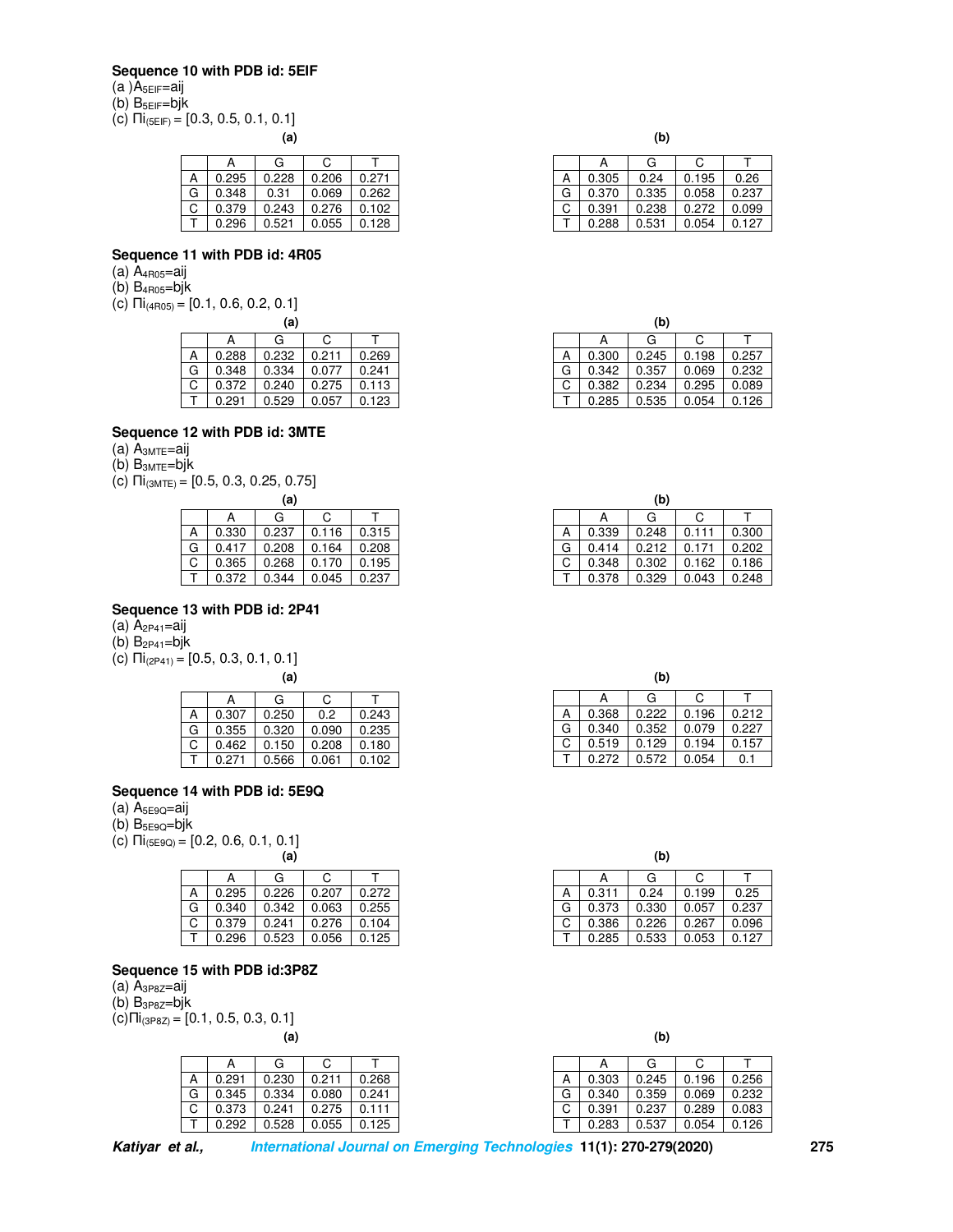**Sequence 10 with PDB id: 5EIF**

(a) $A_{5EIF}$=aij

(b) $B_{5EIF}$=bjk

(c) $\Pi i_{(5EIF)}$ = [0.3, 0.5, 0.1, 0.1]

**(a)**

| | A | G | C | T |
|---|---|---|---|---|
| A | 0.295 | 0.228 | 0.206 | 0.271 |
| G | 0.348 | 0.31 | 0.069 | 0.262 |
| C | 0.379 | 0.243 | 0.276 | 0.102 |
| T | 0.296 | 0.521 | 0.055 | 0.128 |

**(b)**

| | A | G | C | T |
|---|---|---|---|---|
| A | 0.305 | 0.24 | 0.195 | 0.26 |
| G | 0.370 | 0.335 | 0.058 | 0.237 |
| C | 0.391 | 0.238 | 0.272 | 0.099 |
| T | 0.288 | 0.531 | 0.054 | 0.127 |

**Sequence 11 with PDB id: 4R05**

(a) $A_{4R05}$=aij

(b) $B_{4R05}$=bjk

(c) $\Pi i_{(4R05)}$ = [0.1, 0.6, 0.2, 0.1]

**(a)**

| | A | G | C | T |
|---|---|---|---|---|
| A | 0.288 | 0.232 | 0.211 | 0.269 |
| G | 0.348 | 0.334 | 0.077 | 0.241 |
| C | 0.372 | 0.240 | 0.275 | 0.113 |
| T | 0.291 | 0.529 | 0.057 | 0.123 |

**(b)**

| | A | G | C | T |
|---|---|---|---|---|
| A | 0.300 | 0.245 | 0.198 | 0.257 |
| G | 0.342 | 0.357 | 0.069 | 0.232 |
| C | 0.382 | 0.234 | 0.295 | 0.089 |
| T | 0.285 | 0.535 | 0.054 | 0.126 |

**Sequence 12 with PDB id: 3MTE**

(a) $A_{3MTE}$=aij

(b) $B_{3MTE}$=bjk

(c) $\Pi i_{(3MTE)}$ = [0.5, 0.3, 0.25, 0.75]

**(a)**

| | A | G | C | T |
|---|---|---|---|---|
| A | 0.330 | 0.237 | 0.116 | 0.315 |
| G | 0.417 | 0.208 | 0.164 | 0.208 |
| C | 0.365 | 0.268 | 0.170 | 0.195 |
| T | 0.372 | 0.344 | 0.045 | 0.237 |

**(b)**

| | A | G | C | T |
|---|---|---|---|---|
| A | 0.339 | 0.248 | 0.111 | 0.300 |
| G | 0.414 | 0.212 | 0.171 | 0.202 |
| C | 0.348 | 0.302 | 0.162 | 0.186 |
| T | 0.378 | 0.329 | 0.043 | 0.248 |

**Sequence 13 with PDB id: 2P41**

(a) $A_{2P41}$=aij

(b) $B_{2P41}$=bjk

(c) $\Pi i_{(2P41)}$ = [0.5, 0.3, 0.1, 0.1]

**(a)**

| | A | G | C | T |
|---|---|---|---|---|
| A | 0.307 | 0.250 | 0.2 | 0.243 |
| G | 0.355 | 0.320 | 0.090 | 0.235 |
| C | 0.462 | 0.150 | 0.208 | 0.180 |
| T | 0.271 | 0.566 | 0.061 | 0.102 |

**(b)**

| | A | G | C | T |
|---|---|---|---|---|
| A | 0.368 | 0.222 | 0.196 | 0.212 |
| G | 0.340 | 0.352 | 0.079 | 0.227 |
| C | 0.519 | 0.129 | 0.194 | 0.157 |
| T | 0.272 | 0.572 | 0.054 | 0.1 |

**Sequence 14 with PDB id: 5E9Q**

(a) $A_{5E9Q}$=aij

(b) $B_{5E9Q}$=bjk

(c) $\Pi i_{(5E9Q)}$ = [0.2, 0.6, 0.1, 0.1]

**(a)**

| | A | G | C | T |
|---|---|---|---|---|
| A | 0.295 | 0.226 | 0.207 | 0.272 |
| G | 0.340 | 0.342 | 0.063 | 0.255 |
| C | 0.379 | 0.241 | 0.276 | 0.104 |
| T | 0.296 | 0.523 | 0.056 | 0.125 |

**(b)**

| | A | G | C | T |
|---|---|---|---|---|
| A | 0.311 | 0.24 | 0.199 | 0.25 |
| G | 0.373 | 0.330 | 0.057 | 0.237 |
| C | 0.386 | 0.226 | 0.267 | 0.096 |
| T | 0.285 | 0.533 | 0.053 | 0.127 |

**Sequence 15 with PDB id:3P8Z**

(a) $A_{3P8Z}$=aij

(b) $B_{3P8Z}$=bjk

(c) $\Pi i_{(3P8Z)}$ = [0.1, 0.5, 0.3, 0.1]

**(a)**

| | A | G | C | T |
|---|---|---|---|---|
| A | 0.291 | 0.230 | 0.211 | 0.268 |
| G | 0.345 | 0.334 | 0.080 | 0.241 |
| C | 0.373 | 0.241 | 0.275 | 0.111 |
| T | 0.292 | 0.528 | 0.055 | 0.125 |

**(b)**

| | A | G | C | T |
|---|---|---|---|---|
| A | 0.303 | 0.245 | 0.196 | 0.256 |
| G | 0.340 | 0.359 | 0.069 | 0.232 |
| C | 0.391 | 0.237 | 0.289 | 0.083 |
| T | 0.283 | 0.537 | 0.054 | 0.126 |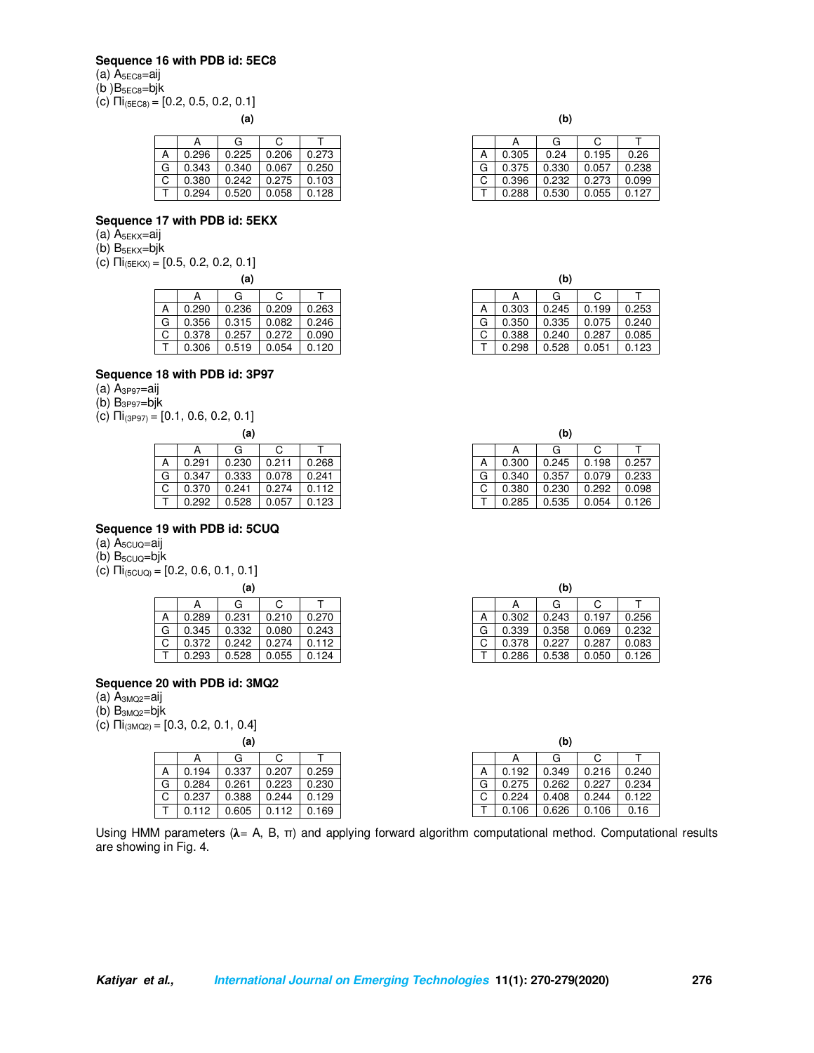**Sequence 16 with PDB id: 5EC8**

(a) $A_{5EC8}$=aij
(b )$B_{5EC8}$=bjk
(c) $\Pi i_{(5EC8)}$ = [0.2, 0.5, 0.2, 0.1]

**(a)**

| | A | G | C | T |
|---|---|---|---|---|
| A | 0.296 | 0.225 | 0.206 | 0.273 |
| G | 0.343 | 0.340 | 0.067 | 0.250 |
| C | 0.380 | 0.242 | 0.275 | 0.103 |
| T | 0.294 | 0.520 | 0.058 | 0.128 |

**(b)**

| | A | G | C | T |
|---|---|---|---|---|
| A | 0.305 | 0.24 | 0.195 | 0.26 |
| G | 0.375 | 0.330 | 0.057 | 0.238 |
| C | 0.396 | 0.232 | 0.273 | 0.099 |
| T | 0.288 | 0.530 | 0.055 | 0.127 |

**Sequence 17 with PDB id: 5EKX**

(a) $A_{5EKX}$=aij
(b) $B_{5EKX}$=bjk
(c) $\Pi i_{(5EKX)}$ = [0.5, 0.2, 0.2, 0.1]

**(a)**

| | A | G | C | T |
|---|---|---|---|---|
| A | 0.290 | 0.236 | 0.209 | 0.263 |
| G | 0.356 | 0.315 | 0.082 | 0.246 |
| C | 0.378 | 0.257 | 0.272 | 0.090 |
| T | 0.306 | 0.519 | 0.054 | 0.120 |

**(b)**

| | A | G | C | T |
|---|---|---|---|---|
| A | 0.303 | 0.245 | 0.199 | 0.253 |
| G | 0.350 | 0.335 | 0.075 | 0.240 |
| C | 0.388 | 0.240 | 0.287 | 0.085 |
| T | 0.298 | 0.528 | 0.051 | 0.123 |

**Sequence 18 with PDB id: 3P97**

(a) $A_{3P97}$=aij
(b) $B_{3P97}$=bjk
(c) $\Pi i_{(3P97)}$ = [0.1, 0.6, 0.2, 0.1]

**(a)**

| | A | G | C | T |
|---|---|---|---|---|
| A | 0.291 | 0.230 | 0.211 | 0.268 |
| G | 0.347 | 0.333 | 0.078 | 0.241 |
| C | 0.370 | 0.241 | 0.274 | 0.112 |
| T | 0.292 | 0.528 | 0.057 | 0.123 |

**(b)**

| | A | G | C | T |
|---|---|---|---|---|
| A | 0.300 | 0.245 | 0.198 | 0.257 |
| G | 0.340 | 0.357 | 0.079 | 0.233 |
| C | 0.380 | 0.230 | 0.292 | 0.098 |
| T | 0.285 | 0.535 | 0.054 | 0.126 |

**Sequence 19 with PDB id: 5CUQ**

(a) $A_{5CUQ}$=aij
(b) $B_{5CUQ}$=bjk
(c) $\Pi i_{(5CUQ)}$ = [0.2, 0.6, 0.1, 0.1]

**(a)**

| | A | G | C | T |
|---|---|---|---|---|
| A | 0.289 | 0.231 | 0.210 | 0.270 |
| G | 0.345 | 0.332 | 0.080 | 0.243 |
| C | 0.372 | 0.242 | 0.274 | 0.112 |
| T | 0.293 | 0.528 | 0.055 | 0.124 |

**(b)**

| | A | G | C | T |
|---|---|---|---|---|
| A | 0.302 | 0.243 | 0.197 | 0.256 |
| G | 0.339 | 0.358 | 0.069 | 0.232 |
| C | 0.378 | 0.227 | 0.287 | 0.083 |
| T | 0.286 | 0.538 | 0.050 | 0.126 |

**Sequence 20 with PDB id: 3MQ2**

(a) $A_{3MQ2}$=aij
(b) $B_{3MQ2}$=bjk
(c) $\Pi i_{(3MQ2)}$ = [0.3, 0.2, 0.1, 0.4]

**(a)**

| | A | G | C | T |
|---|---|---|---|---|
| A | 0.194 | 0.337 | 0.207 | 0.259 |
| G | 0.284 | 0.261 | 0.223 | 0.230 |
| C | 0.237 | 0.388 | 0.244 | 0.129 |
| T | 0.112 | 0.605 | 0.112 | 0.169 |

**(b)**

| | A | G | C | T |
|---|---|---|---|---|
| A | 0.192 | 0.349 | 0.216 | 0.240 |
| G | 0.275 | 0.262 | 0.227 | 0.234 |
| C | 0.224 | 0.408 | 0.244 | 0.122 |
| T | 0.106 | 0.626 | 0.106 | 0.16 |

Using HMM parameters ($\lambda$= A, B, $\pi$) and applying forward algorithm computational method. Computational results are showing in Fig. 4.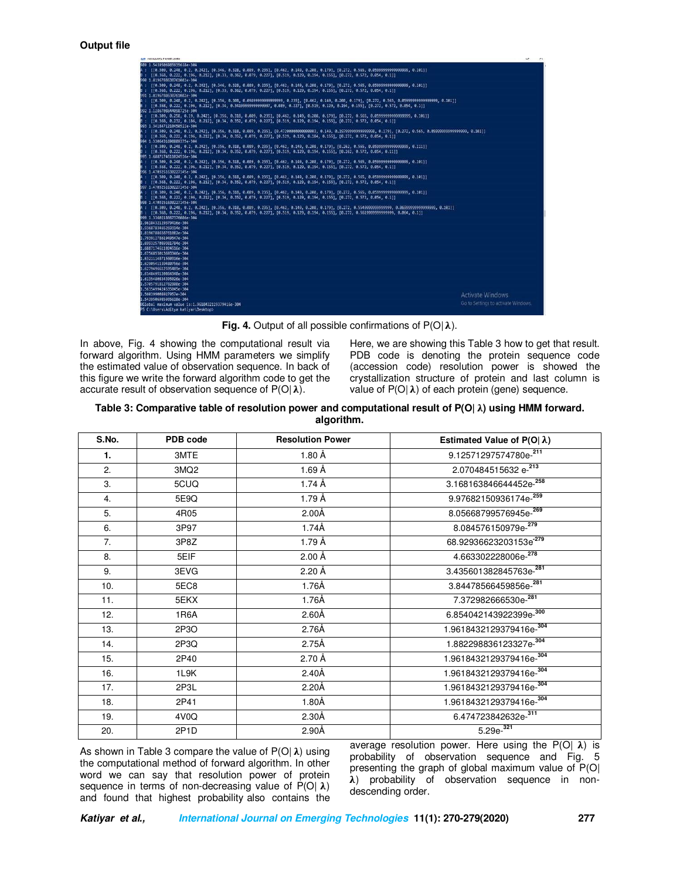**Output file**

**Fig. 4.** Output of all possible confirmations of P(O|**λ**).

In above, Fig. 4 showing the computational result via forward algorithm. Using HMM parameters we simplify the estimated value of observation sequence. In back of this figure we write the forward algorithm code to get the accurate result of observation sequence of P(O|**λ**).

Here, we are showing this Table 3 how to get that result. PDB code is denoting the protein sequence code (accession code) resolution power is showed the crystallization structure of protein and last column is value of P(O|**λ**) of each protein (gene) sequence.

**Table 3: Comparative table of resolution power and computational result of P(O| λ) using HMM forward. algorithm.**

| S.No. | PDB code | Resolution Power | Estimated Value of P(O\| λ) |
|---|---|---|---|
| **1.** | 3MTE | 1.80 Å | 9.12571297574780e-$^{211}$ |
| 2. | 3MQ2 | 1.69 Å | 2.070484515632 e-$^{213}$ |
| 3. | 5CUQ | 1.74 Å | 3.1681638466444 52e-$^{258}$ |
| 4. | 5E9Q | 1.79 Å | 9.97682150936174e-$^{259}$ |
| 5. | 4R05 | 2.00Å | 8.056687995769 45e-$^{269}$ |
| 6. | 3P97 | 1.74Å | 8.084576150979e-$^{279}$ |
| 7. | 3P8Z | 1.79 Å | 68.92936623203153e-$^{279}$ |
| 8. | 5EIF | 2.00 Å | 4.663302228006e-$^{278}$ |
| 9. | 3EVG | 2.20 Å | 3.435601382845763e-$^{281}$ |
| 10. | 5EC8 | 1.76Å | 3.844785664459856e-$^{281}$ |
| 11. | 5EKX | 1.76Å | 7.372982666530e-$^{281}$ |
| 12. | 1R6A | 2.60Å | 6.854042143922399e-$^{300}$ |
| 13. | 2P3O | 2.76Å | 1.9618432129379416e-$^{304}$ |
| 14. | 2P3Q | 2.75Å | 1.882298836123327e-$^{304}$ |
| 15. | 2P40 | 2.70 Å | 1.9618432129379416e-$^{304}$ |
| 16. | 1L9K | 2.40Å | 1.9618432129379416e-$^{304}$ |
| 17. | 2P3L | 2.20Å | 1.9618432129379416e-$^{304}$ |
| 18. | 2P41 | 1.80Å | 1.9618432129379416e-$^{304}$ |
| 19. | 4V0Q | 2.30Å | 6.474723842632e-$^{311}$ |
| 20. | 2P1D | 2.90Å | 5.29e-$^{321}$ |

As shown in Table 3 compare the value of P(O|**λ**) using the computational method of forward algorithm. In other word we can say that resolution power of protein sequence in terms of non-decreasing value of P(O|**λ**) and found that highest probability also contains the average resolution power. Here using the P(O| **λ**) is probability of observation sequence and Fig. 5 presenting the graph of global maximum value of P(O| **λ**) probability of observation sequence in non-descending order.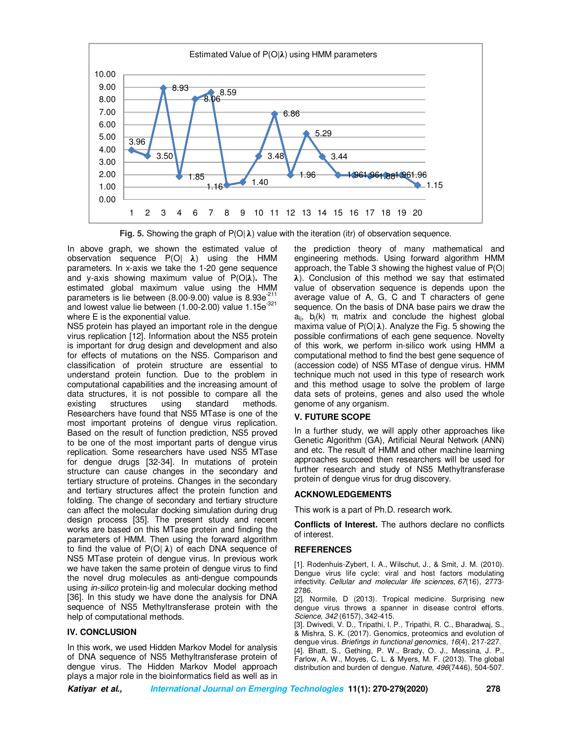Fig. 5. Showing the graph of P(O|λ) value with the iteration (itr) of observation sequence.

In above graph, we shown the estimated value of observation sequence P(O| **λ**) using the HMM parameters. In x-axis we take the 1-20 gene sequence and y-axis showing maximum value of P(O|**λ**). The estimated global maximum value using the HMM parameters is lie between (8.00-9.00) value is $8.93e^{-211}$ and lowest value lie between (1.00-2.00) value $1.15e^{-321}$ where E is the exponential value.

NS5 protein has played an important role in the dengue virus replication [12]. Information about the NS5 protein is important for drug design and development and also for effects of mutations on the NS5. Comparison and classification of protein structure are essential to understand protein function. Due to the problem in computational capabilities and the increasing amount of data structures, it is not possible to compare all the existing structures using standard methods. Researchers have found that NS5 MTase is one of the most important proteins of dengue virus replication. Based on the result of function prediction, NS5 proved to be one of the most important parts of dengue virus replication. Some researchers have used NS5 MTase for dengue drugs [32-34]. In mutations of protein structure can cause changes in the secondary and tertiary structure of proteins. Changes in the secondary and tertiary structures affect the protein function and folding. The change of secondary and tertiary structure can affect the molecular docking simulation during drug design process [35]. The present study and recent works are based on this MTase protein and finding the parameters of HMM. Then using the forward algorithm to find the value of P(O| **λ**) of each DNA sequence of NS5 MTase protein of dengue virus. In previous work we have taken the same protein of dengue virus to find the novel drug molecules as anti-dengue compounds using *in-silico* protein-lig and molecular docking method [36]. In this study we have done the analysis for DNA sequence of NS5 Methyltransferase protein with the help of computational methods.

## IV. CONCLUSION

In this work, we used Hidden Markov Model for analysis of DNA sequence of NS5 Methyltransferase protein of dengue virus. The Hidden Markov Model approach plays a major role in the bioinformatics field as well as in the prediction theory of many mathematical and engineering methods. Using forward algorithm HMM approach, the Table 3 showing the highest value of P(O| **λ**). Conclusion of this method we say that estimated value of observation sequence is depends upon the average value of A, G, C and T characters of gene sequence. On the basis of DNA base pairs we draw the $a_{ij}$, $b_j(k)$ $\pi_i$ matrix and conclude the highest global maxima value of P(O| **λ**). Analyze the Fig. 5 showing the possible confirmations of each gene sequence. Novelty of this work, we perform in-silico work using HMM a computational method to find the best gene sequence of (accession code) of NS5 MTase of dengue virus. HMM technique much not used in this type of research work and this method usage to solve the problem of large data sets of proteins, genes and also used the whole genome of any organism.

## V. FUTURE SCOPE

In a further study, we will apply other approaches like Genetic Algorithm (GA), Artificial Neural Network (ANN) and etc. The result of HMM and other machine learning approaches succeed then researchers will be used for further research and study of NS5 Methyltransferase protein of dengue virus for drug discovery.

## ACKNOWLEDGEMENTS

This work is a part of Ph.D. research work.

**Conflicts of Interest.** The authors declare no conflicts of interest.

## REFERENCES

[1]. Rodenhuis-Zybert, I. A., Wilschut, J., & Smit, J. M. (2010). Dengue virus life cycle: viral and host factors modulating infectivity. *Cellular and molecular life sciences*, *67*(16), 2773-2786.

[2]. Normile, D (2013). Tropical medicine. Surprising new dengue virus throws a spanner in disease control efforts. *Science*, *342* (6157), 342-415.

[3]. Dwivedi, V. D., Tripathi, I. P., Tripathi, R. C., Bharadwaj, S., & Mishra, S. K. (2017). Genomics, proteomics and evolution of dengue virus. *Briefings in functional genomics*, *16*(4), 217-227.

[4]. Bhatt, S., Gething, P. W., Brady, O. J., Messina, J. P., Farlow, A. W., Moyes, C. L. & Myers, M. F. (2013). The global distribution and burden of dengue. *Nature*, *496*(7446), 504-507.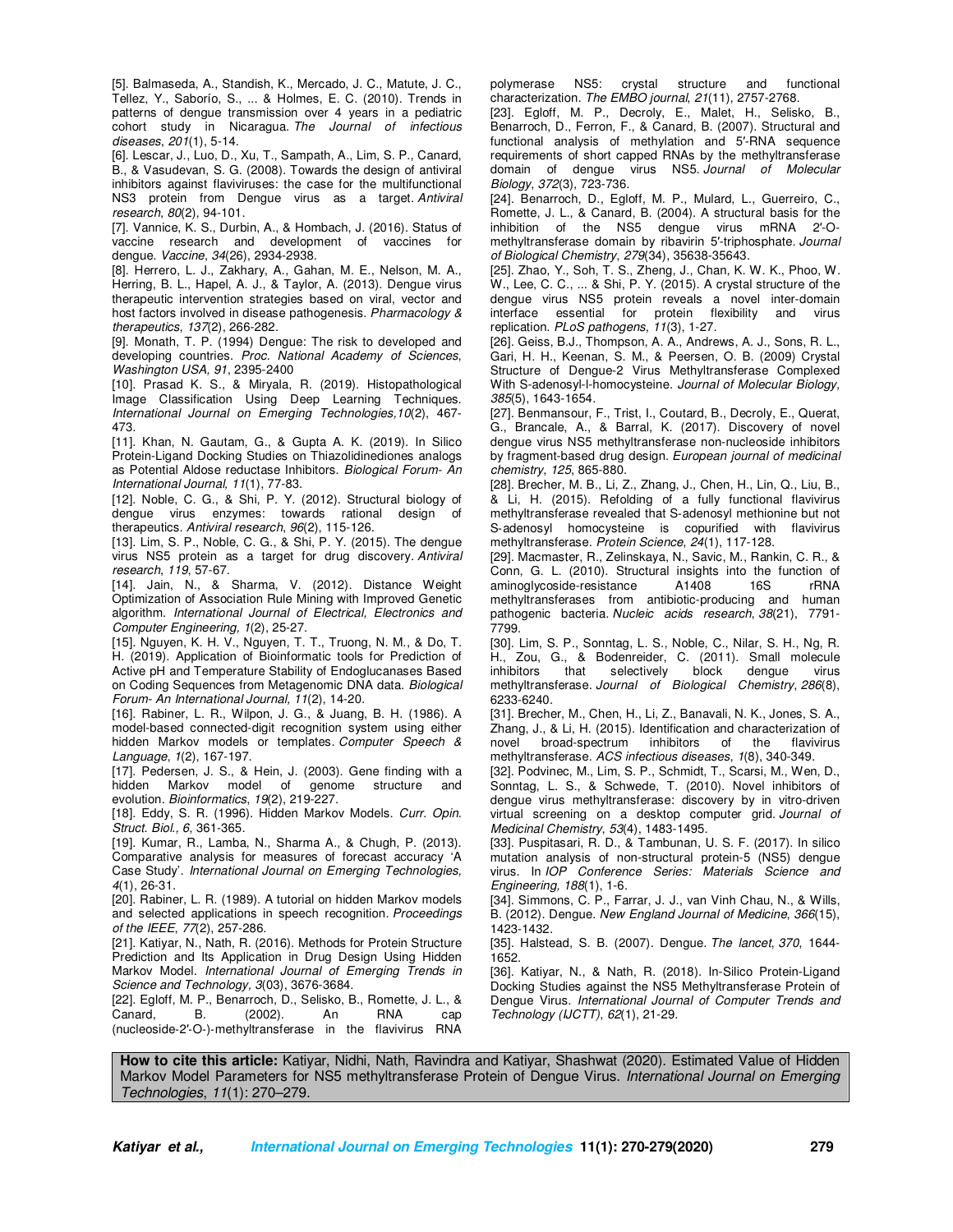[5]. Balmaseda, A., Standish, K., Mercado, J. C., Matute, J. C., Tellez, Y., Saborío, S., ... & Holmes, E. C. (2010). Trends in patterns of dengue transmission over 4 years in a pediatric cohort study in Nicaragua. *The Journal of infectious diseases*, *201*(1), 5-14.

[6]. Lescar, J., Luo, D., Xu, T., Sampath, A., Lim, S. P., Canard, B., & Vasudevan, S. G. (2008). Towards the design of antiviral inhibitors against flaviviruses: the case for the multifunctional NS3 protein from Dengue virus as a target. *Antiviral research*, *80*(2), 94-101.

[7]. Vannice, K. S., Durbin, A., & Hombach, J. (2016). Status of vaccine research and development of vaccines for dengue. *Vaccine*, *34*(26), 2934-2938.

[8]. Herrero, L. J., Zakhary, A., Gahan, M. E., Nelson, M. A., Herring, B. L., Hapel, A. J., & Taylor, A. (2013). Dengue virus therapeutic intervention strategies based on viral, vector and host factors involved in disease pathogenesis. *Pharmacology & therapeutics*, *137*(2), 266-282.

[9]. Monath, T. P. (1994) Dengue: The risk to developed and developing countries. *Proc. National Academy of Sciences, Washington USA, 91*, 2395-2400

[10]. Prasad K. S., & Miryala, R. (2019). Histopathological Image Classification Using Deep Learning Techniques. *International Journal on Emerging Technologies,10*(2), 467-473.

[11]. Khan, N. Gautam, G., & Gupta A. K. (2019). In Silico Protein-Ligand Docking Studies on Thiazolidinediones analogs as Potential Aldose reductase Inhibitors. *Biological Forum- An International Journal, 11*(1), 77-83.

[12]. Noble, C. G., & Shi, P. Y. (2012). Structural biology of dengue virus enzymes: towards rational design of therapeutics. *Antiviral research*, *96*(2), 115-126.

[13]. Lim, S. P., Noble, C. G., & Shi, P. Y. (2015). The dengue virus NS5 protein as a target for drug discovery. *Antiviral research*, *119*, 57-67.

[14]. Jain, N., & Sharma, V. (2012). Distance Weight Optimization of Association Rule Mining with Improved Genetic algorithm. *International Journal of Electrical, Electronics and Computer Engineering, 1*(2), 25-27.

[15]. Nguyen, K. H. V., Nguyen, T. T., Truong, N. M., & Do, T. H. (2019). Application of Bioinformatic tools for Prediction of Active pH and Temperature Stability of Endoglucanases Based on Coding Sequences from Metagenomic DNA data. *Biological Forum- An International Journal, 11*(2), 14-20.

[16]. Rabiner, L. R., Wilpon, J. G., & Juang, B. H. (1986). A model-based connected-digit recognition system using either hidden Markov models or templates. *Computer Speech & Language*, *1*(2), 167-197.

[17]. Pedersen, J. S., & Hein, J. (2003). Gene finding with a hidden Markov model of genome structure and evolution. *Bioinformatics*, *19*(2), 219-227.

[18]. Eddy, S. R. (1996). Hidden Markov Models. *Curr. Opin. Struct. Biol., 6*, 361-365.

[19]. Kumar, R., Lamba, N., Sharma A., & Chugh, P. (2013). Comparative analysis for measures of forecast accuracy 'A Case Study'. *International Journal on Emerging Technologies, 4*(1), 26-31.

[20]. Rabiner, L. R. (1989). A tutorial on hidden Markov models and selected applications in speech recognition. *Proceedings of the IEEE*, *77*(2), 257-286.

[21]. Katiyar, N., Nath, R. (2016). Methods for Protein Structure Prediction and Its Application in Drug Design Using Hidden Markov Model. *International Journal of Emerging Trends in Science and Technology, 3*(03), 3676-3684.

[22]. Egloff, M. P., Benarroch, D., Selisko, B., Romette, J. L., & Canard, B. (2002). An RNA cap (nucleoside-2′-O-)-methyltransferase in the flavivirus RNA polymerase NS5: crystal structure and functional characterization. *The EMBO journal*, *21*(11), 2757-2768.

[23]. Egloff, M. P., Decroly, E., Malet, H., Selisko, B., Benarroch, D., Ferron, F., & Canard, B. (2007). Structural and functional analysis of methylation and 5′-RNA sequence requirements of short capped RNAs by the methyltransferase domain of dengue virus NS5. *Journal of Molecular Biology*, *372*(3), 723-736.

[24]. Benarroch, D., Egloff, M. P., Mulard, L., Guerreiro, C., Romette, J. L., & Canard, B. (2004). A structural basis for the inhibition of the NS5 dengue virus mRNA 2′-O-methyltransferase domain by ribavirin 5′-triphosphate. *Journal of Biological Chemistry*, *279*(34), 35638-35643.

[25]. Zhao, Y., Soh, T. S., Zheng, J., Chan, K. W. K., Phoo, W. W., Lee, C. C., ... & Shi, P. Y. (2015). A crystal structure of the dengue virus NS5 protein reveals a novel inter-domain interface essential for protein flexibility and virus replication. *PLoS pathogens*, *11*(3), 1-27.

[26]. Geiss, B.J., Thompson, A. A., Andrews, A. J., Sons, R. L., Gari, H. H., Keenan, S. M., & Peersen, O. B. (2009) Crystal Structure of Dengue-2 Virus Methyltransferase Complexed With S-adenosyl-l-homocysteine. *Journal of Molecular Biology, 385*(5), 1643-1654.

[27]. Benmansour, F., Trist, I., Coutard, B., Decroly, E., Querat, G., Brancale, A., & Barral, K. (2017). Discovery of novel dengue virus NS5 methyltransferase non-nucleoside inhibitors by fragment-based drug design. *European journal of medicinal chemistry*, *125*, 865-880.

[28]. Brecher, M. B., Li, Z., Zhang, J., Chen, H., Lin, Q., Liu, B., & Li, H. (2015). Refolding of a fully functional flavivirus methyltransferase revealed that S-adenosyl methionine but not S-adenosyl homocysteine is copurified with flavivirus methyltransferase. *Protein Science*, *24*(1), 117-128.

[29]. Macmaster, R., Zelinskaya, N., Savic, M., Rankin, C. R., & Conn, G. L. (2010). Structural insights into the function of aminoglycoside-resistance A1408 16S rRNA methyltransferases from antibiotic-producing and human pathogenic bacteria. *Nucleic acids research*, *38*(21), 7791-7799.

[30]. Lim, S. P., Sonntag, L. S., Noble, C., Nilar, S. H., Ng, R. H., Zou, G., & Bodenreider, C. (2011). Small molecule inhibitors that selectively block dengue virus methyltransferase. *Journal of Biological Chemistry*, *286*(8), 6233-6240.

[31]. Brecher, M., Chen, H., Li, Z., Banavali, N. K., Jones, S. A., Zhang, J., & Li, H. (2015). Identification and characterization of novel broad-spectrum inhibitors of the flavivirus methyltransferase. *ACS infectious diseases*, *1*(8), 340-349.

[32]. Podvinec, M., Lim, S. P., Schmidt, T., Scarsi, M., Wen, D., Sonntag, L. S., & Schwede, T. (2010). Novel inhibitors of dengue virus methyltransferase: discovery by in vitro-driven virtual screening on a desktop computer grid. *Journal of Medicinal Chemistry*, *53*(4), 1483-1495.

[33]. Puspitasari, R. D., & Tambunan, U. S. F. (2017). In silico mutation analysis of non-structural protein-5 (NS5) dengue virus. In *IOP Conference Series: Materials Science and Engineering, 188*(1), 1-6.

[34]. Simmons, C. P., Farrar, J. J., van Vinh Chau, N., & Wills, B. (2012). Dengue. *New England Journal of Medicine*, *366*(15), 1423-1432.

[35]. Halstead, S. B. (2007). Dengue. *The lancet*, *370*, 1644-1652.

[36]. Katiyar, N., & Nath, R. (2018). In-Silico Protein-Ligand Docking Studies against the NS5 Methyltransferase Protein of Dengue Virus. *International Journal of Computer Trends and Technology (IJCTT)*, *62*(1), 21-29.

**How to cite this article:** Katiyar, Nidhi, Nath, Ravindra and Katiyar, Shashwat (2020). Estimated Value of Hidden Markov Model Parameters for NS5 methyltransferase Protein of Dengue Virus. *International Journal on Emerging Technologies*, *11*(1): 270–279.